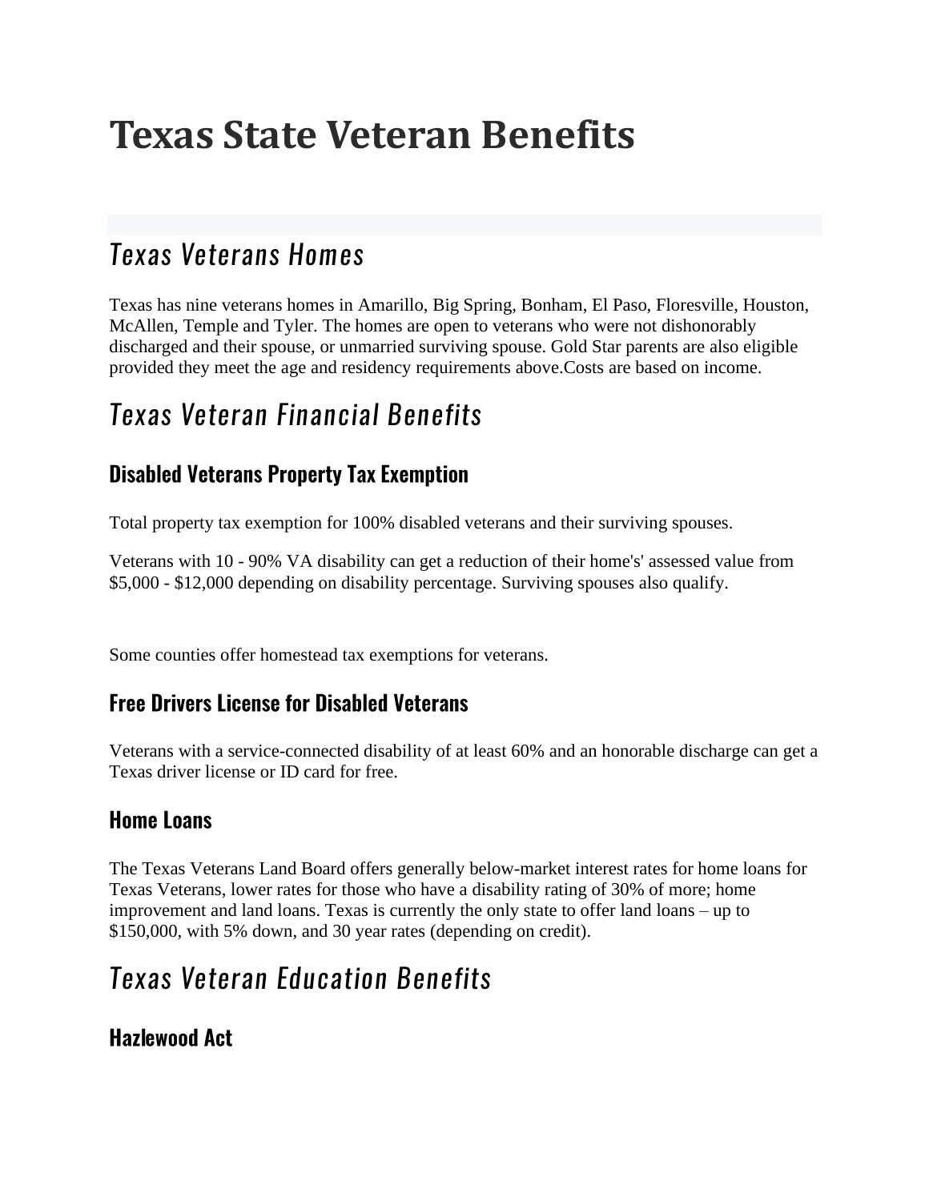# Texas State Veteran Benefits

## *Texas Veterans Homes*

Texas has nine veterans homes in Amarillo, Big Spring, Bonham, El Paso, Floresville, Houston, McAllen, Temple and Tyler. The homes are open to veterans who were not dishonorably discharged and their spouse, or unmarried surviving spouse. Gold Star parents are also eligible provided they meet the age and residency requirements above.Costs are based on income.

## *Texas Veteran Financial Benefits*

### Disabled Veterans Property Tax Exemption

Total property tax exemption for 100% disabled veterans and their surviving spouses.

Veterans with 10 - 90% VA disability can get a reduction of their home's' assessed value from $5,000 - $12,000 depending on disability percentage. Surviving spouses also qualify.

Some counties offer homestead tax exemptions for veterans.

### Free Drivers License for Disabled Veterans

Veterans with a service-connected disability of at least 60% and an honorable discharge can get a Texas driver license or ID card for free.

### Home Loans

The Texas Veterans Land Board offers generally below-market interest rates for home loans for Texas Veterans, lower rates for those who have a disability rating of 30% of more; home improvement and land loans. Texas is currently the only state to offer land loans – up to $150,000, with 5% down, and 30 year rates (depending on credit).

## *Texas Veteran Education Benefits*

### Hazlewood Act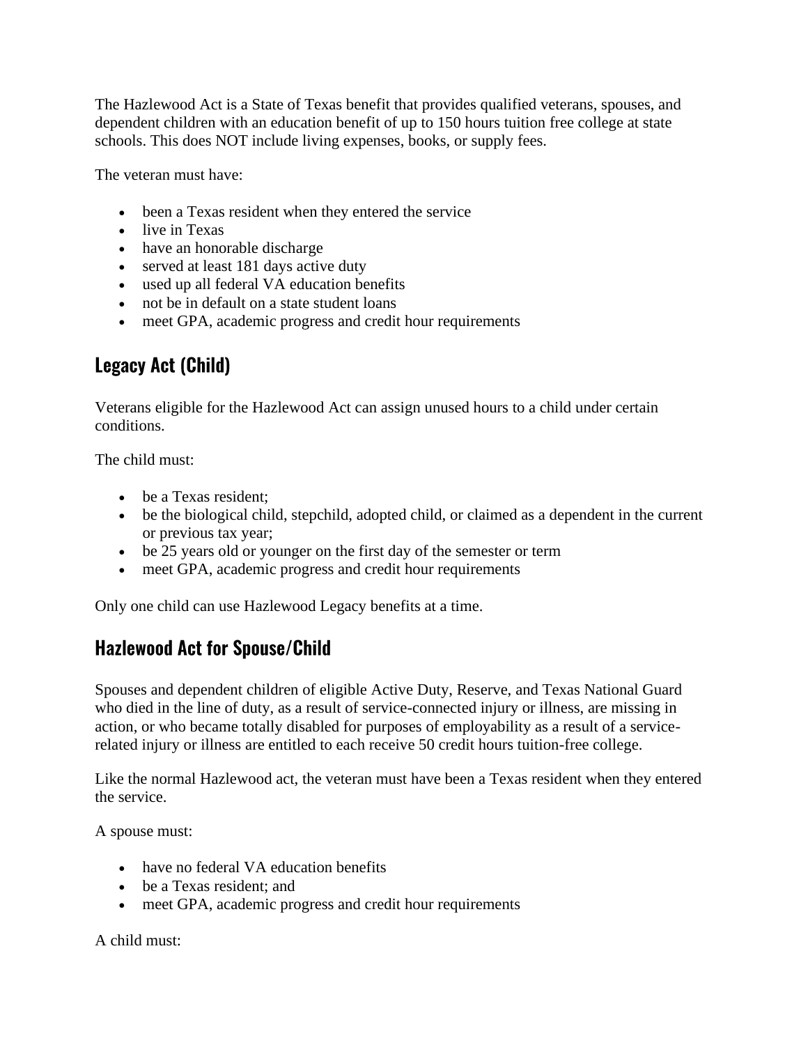The Hazlewood Act is a State of Texas benefit that provides qualified veterans, spouses, and dependent children with an education benefit of up to 150 hours tuition free college at state schools. This does NOT include living expenses, books, or supply fees.

The veteran must have:

- been a Texas resident when they entered the service
- live in Texas
- have an honorable discharge
- served at least 181 days active duty
- used up all federal VA education benefits
- not be in default on a state student loans
- meet GPA, academic progress and credit hour requirements

## Legacy Act (Child)

Veterans eligible for the Hazlewood Act can assign unused hours to a child under certain conditions.

The child must:

- be a Texas resident;
- be the biological child, stepchild, adopted child, or claimed as a dependent in the current or previous tax year;
- be 25 years old or younger on the first day of the semester or term
- meet GPA, academic progress and credit hour requirements

Only one child can use Hazlewood Legacy benefits at a time.

## Hazlewood Act for Spouse/Child

Spouses and dependent children of eligible Active Duty, Reserve, and Texas National Guard who died in the line of duty, as a result of service-connected injury or illness, are missing in action, or who became totally disabled for purposes of employability as a result of a service-related injury or illness are entitled to each receive 50 credit hours tuition-free college.

Like the normal Hazlewood act, the veteran must have been a Texas resident when they entered the service.

A spouse must:

- have no federal VA education benefits
- be a Texas resident; and
- meet GPA, academic progress and credit hour requirements

A child must: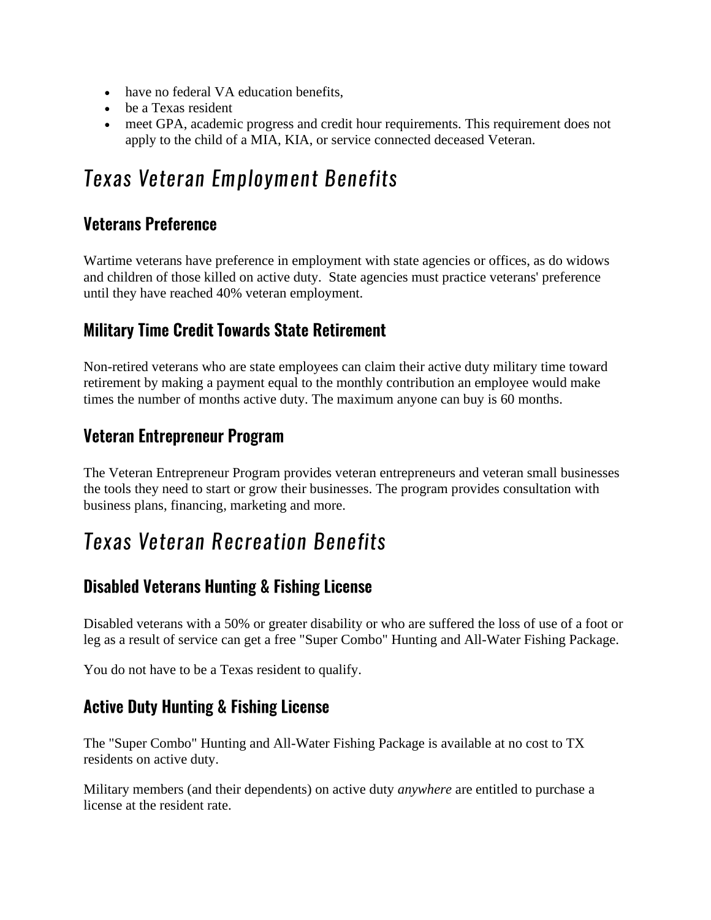- have no federal VA education benefits,
- be a Texas resident
- meet GPA, academic progress and credit hour requirements. This requirement does not apply to the child of a MIA, KIA, or service connected deceased Veteran.

# *Texas Veteran Employment Benefits*

## Veterans Preference

Wartime veterans have preference in employment with state agencies or offices, as do widows and children of those killed on active duty. State agencies must practice veterans' preference until they have reached 40% veteran employment.

## Military Time Credit Towards State Retirement

Non-retired veterans who are state employees can claim their active duty military time toward retirement by making a payment equal to the monthly contribution an employee would make times the number of months active duty. The maximum anyone can buy is 60 months.

## Veteran Entrepreneur Program

The Veteran Entrepreneur Program provides veteran entrepreneurs and veteran small businesses the tools they need to start or grow their businesses. The program provides consultation with business plans, financing, marketing and more.

# *Texas Veteran Recreation Benefits*

## Disabled Veterans Hunting & Fishing License

Disabled veterans with a 50% or greater disability or who are suffered the loss of use of a foot or leg as a result of service can get a free "Super Combo" Hunting and All-Water Fishing Package.

You do not have to be a Texas resident to qualify.

## Active Duty Hunting & Fishing License

The "Super Combo" Hunting and All-Water Fishing Package is available at no cost to TX residents on active duty.

Military members (and their dependents) on active duty *anywhere* are entitled to purchase a license at the resident rate.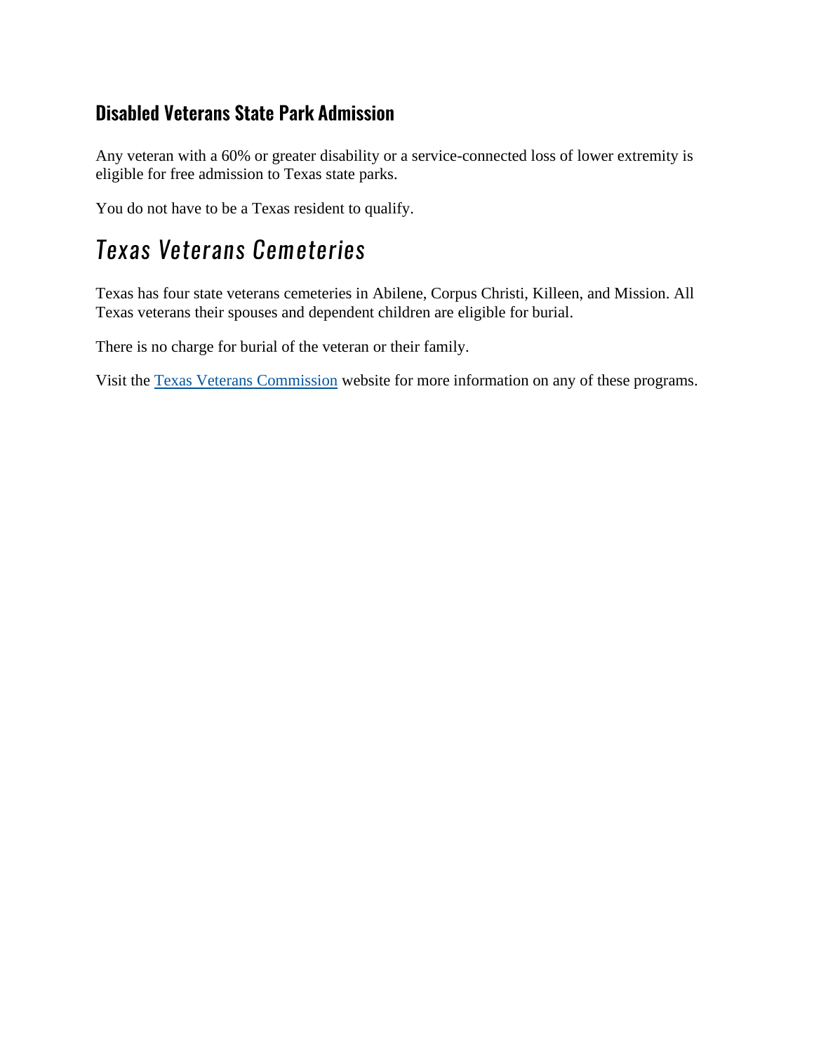### Disabled Veterans State Park Admission

Any veteran with a 60% or greater disability or a service-connected loss of lower extremity is eligible for free admission to Texas state parks.

You do not have to be a Texas resident to qualify.

## *Texas Veterans Cemeteries*

Texas has four state veterans cemeteries in Abilene, Corpus Christi, Killeen, and Mission. All Texas veterans their spouses and dependent children are eligible for burial.

There is no charge for burial of the veteran or their family.

Visit the Texas Veterans Commission website for more information on any of these programs.